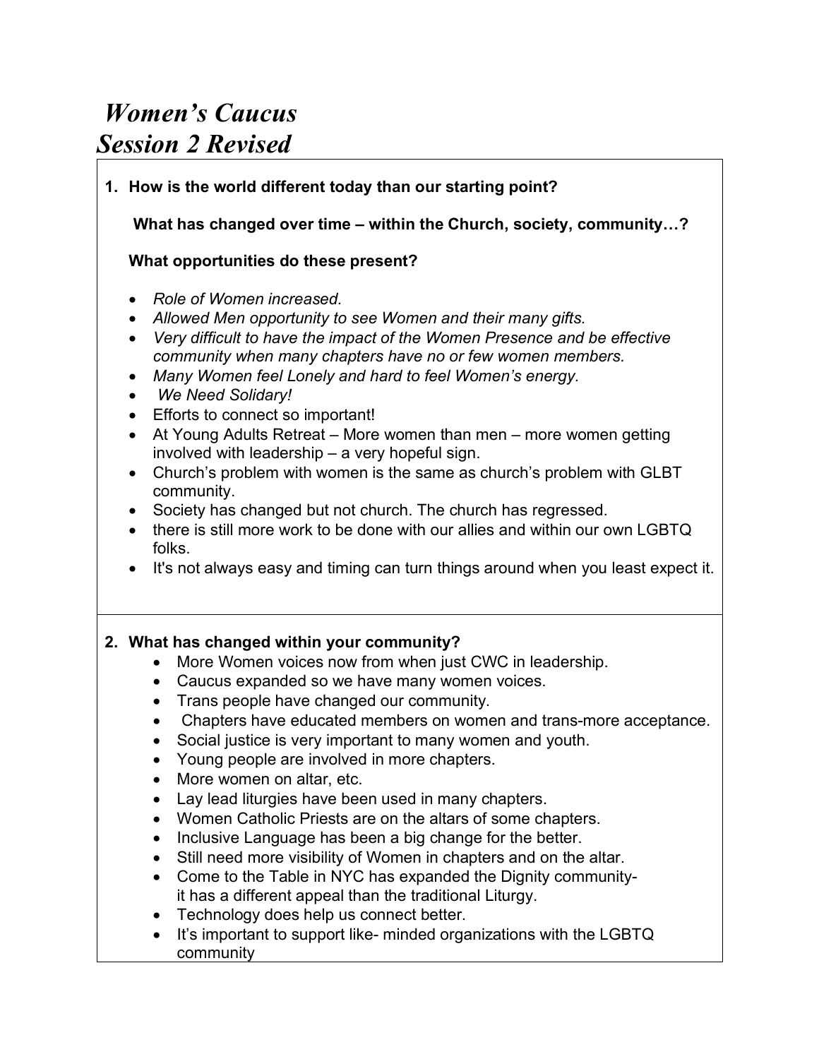# *Women's Caucus*
# *Session 2 Revised*

**1. How is the world different today than our starting point?**

**What has changed over time – within the Church, society, community…?**

**What opportunities do these present?**

- *Role of Women increased.*
- *Allowed Men opportunity to see Women and their many gifts.*
- *Very difficult to have the impact of the Women Presence and be effective community when many chapters have no or few women members.*
- *Many Women feel Lonely and hard to feel Women's energy.*
- *We Need Solidary!*
- Efforts to connect so important!
- At Young Adults Retreat – More women than men – more women getting involved with leadership – a very hopeful sign.
- Church's problem with women is the same as church's problem with GLBT community.
- Society has changed but not church. The church has regressed.
- there is still more work to be done with our allies and within our own LGBTQ folks.
- It's not always easy and timing can turn things around when you least expect it.

**2. What has changed within your community?**

- More Women voices now from when just CWC in leadership.
- Caucus expanded so we have many women voices.
- Trans people have changed our community.
- Chapters have educated members on women and trans-more acceptance.
- Social justice is very important to many women and youth.
- Young people are involved in more chapters.
- More women on altar, etc.
- Lay lead liturgies have been used in many chapters.
- Women Catholic Priests are on the altars of some chapters.
- Inclusive Language has been a big change for the better.
- Still need more visibility of Women in chapters and on the altar.
- Come to the Table in NYC has expanded the Dignity community- it has a different appeal than the traditional Liturgy.
- Technology does help us connect better.
- It's important to support like- minded organizations with the LGBTQ community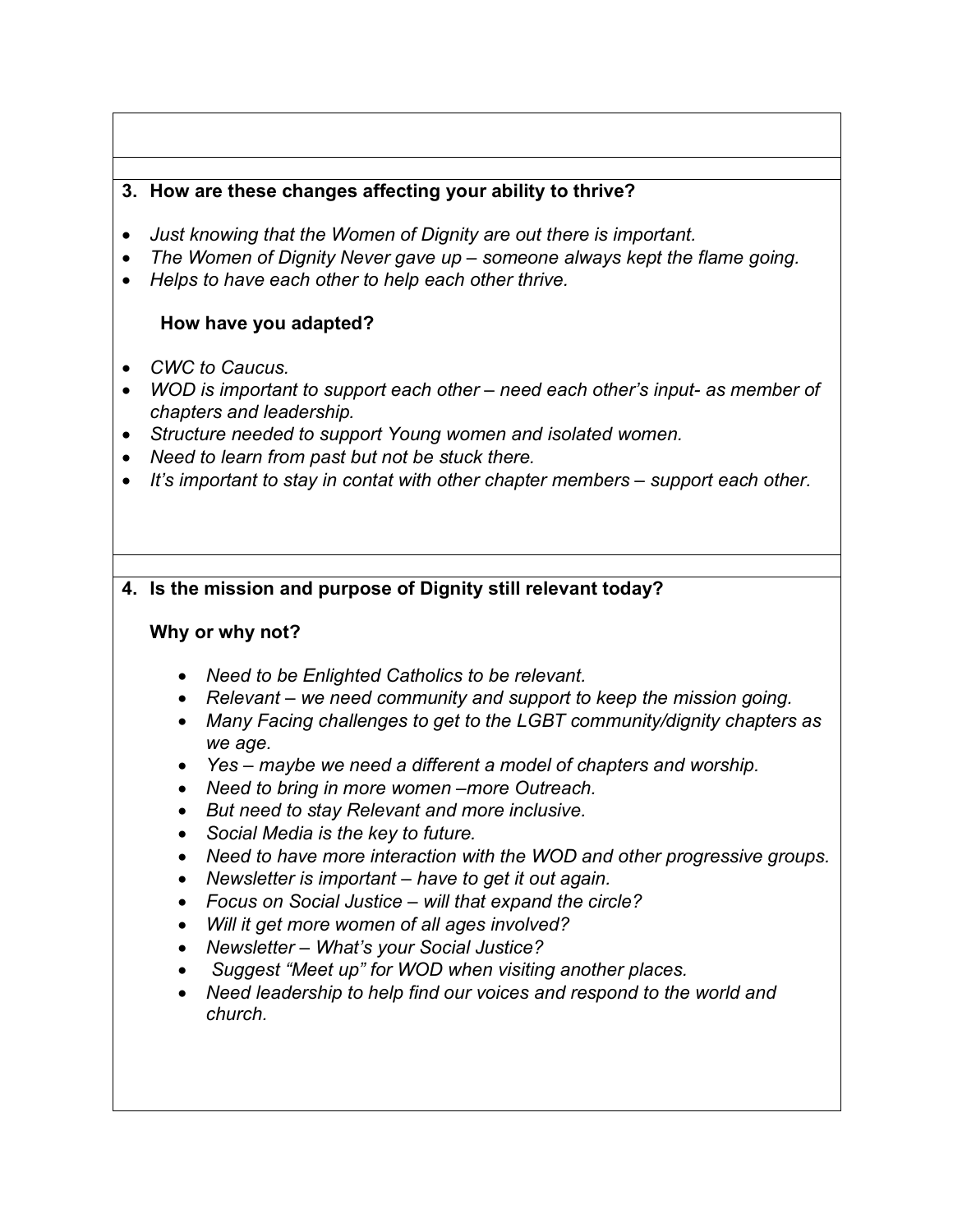**3. How are these changes affecting your ability to thrive?**

- *Just knowing that the Women of Dignity are out there is important.*
- *The Women of Dignity Never gave up – someone always kept the flame going.*
- *Helps to have each other to help each other thrive.*

**How have you adapted?**

- *CWC to Caucus.*
- *WOD is important to support each other – need each other's input- as member of chapters and leadership.*
- *Structure needed to support Young women and isolated women.*
- *Need to learn from past but not be stuck there.*
- *It's important to stay in contat with other chapter members – support each other.*

**4. Is the mission and purpose of Dignity still relevant today?**

**Why or why not?**

- *Need to be Enlighted Catholics to be relevant.*
- *Relevant – we need community and support to keep the mission going.*
- *Many Facing challenges to get to the LGBT community/dignity chapters as we age.*
- *Yes – maybe we need a different a model of chapters and worship.*
- *Need to bring in more women –more Outreach.*
- *But need to stay Relevant and more inclusive.*
- *Social Media is the key to future.*
- *Need to have more interaction with the WOD and other progressive groups.*
- *Newsletter is important – have to get it out again.*
- *Focus on Social Justice – will that expand the circle?*
- *Will it get more women of all ages involved?*
- *Newsletter – What's your Social Justice?*
- *Suggest "Meet up" for WOD when visiting another places.*
- *Need leadership to help find our voices and respond to the world and church.*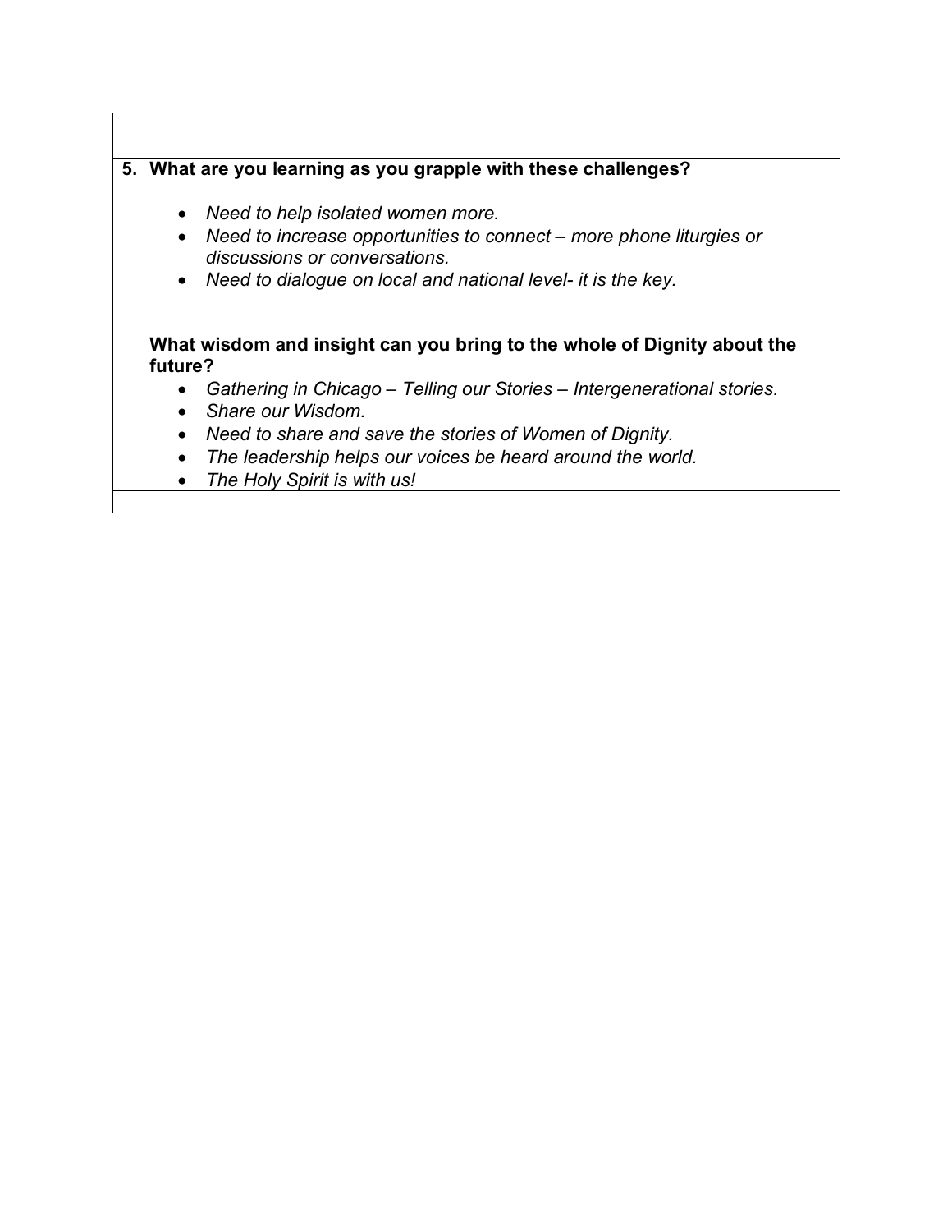**5. What are you learning as you grapple with these challenges?**

- *Need to help isolated women more.*
- *Need to increase opportunities to connect – more phone liturgies or discussions or conversations.*
- *Need to dialogue on local and national level- it is the key.*

**What wisdom and insight can you bring to the whole of Dignity about the future?**

- *Gathering in Chicago – Telling our Stories – Intergenerational stories.*
- *Share our Wisdom.*
- *Need to share and save the stories of Women of Dignity.*
- *The leadership helps our voices be heard around the world.*
- *The Holy Spirit is with us!*